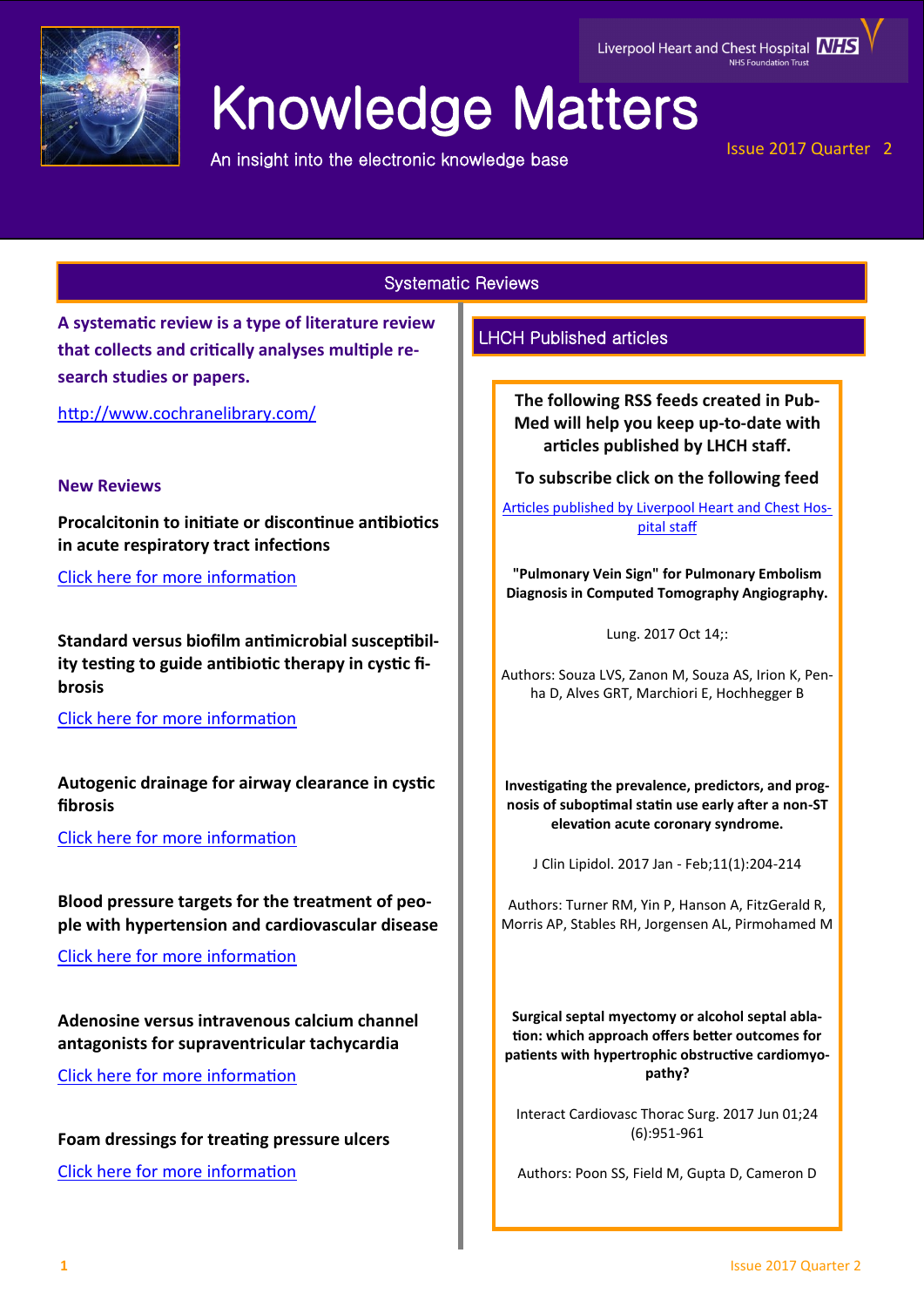# Knowledge Matters

An insight into the electronic knowledge base

Liverpool Heart and Chest Hospital NHS Foundation Trust

Issue 2017 Quarter 2

## Systematic Reviews

**A systematic review is a type of literature review that collects and critically analyses multiple research studies or papers.**

http://www.cochranelibrary.com/

### New Reviews

**Procalcitonin to initiate or discontinue antibiotics in acute respiratory tract infections**

Click here for more information

**Standard versus biofilm antimicrobial susceptibility testing to guide antibiotic therapy in cystic fibrosis**

Click here for more information

**Autogenic drainage for airway clearance in cystic fibrosis**

Click here for more information

**Blood pressure targets for the treatment of people with hypertension and cardiovascular disease**

Click here for more information

**Adenosine versus intravenous calcium channel antagonists for supraventricular tachycardia**

Click here for more information

**Foam dressings for treating pressure ulcers**

Click here for more information

## LHCH Published articles

**The following RSS feeds created in PubMed will help you keep up-to-date with articles published by LHCH staff.**

**To subscribe click on the following feed**

Articles published by Liverpool Heart and Chest Hospital staff

**"Pulmonary Vein Sign" for Pulmonary Embolism Diagnosis in Computed Tomography Angiography.**

Lung. 2017 Oct 14;:

Authors: Souza LVS, Zanon M, Souza AS, Irion K, Penha D, Alves GRT, Marchiori E, Hochhegger B

**Investigating the prevalence, predictors, and prognosis of suboptimal statin use early after a non-ST elevation acute coronary syndrome.**

J Clin Lipidol. 2017 Jan - Feb;11(1):204-214

Authors: Turner RM, Yin P, Hanson A, FitzGerald R, Morris AP, Stables RH, Jorgensen AL, Pirmohamed M

**Surgical septal myectomy or alcohol septal ablation: which approach offers better outcomes for patients with hypertrophic obstructive cardiomyopathy?**

Interact Cardiovasc Thorac Surg. 2017 Jun 01;24(6):951-961

Authors: Poon SS, Field M, Gupta D, Cameron D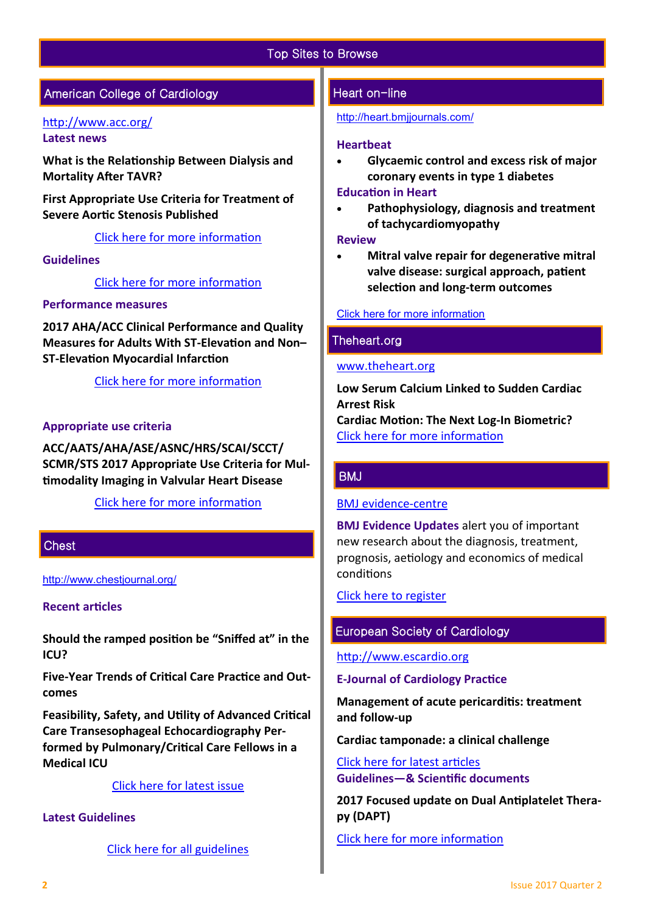# Top Sites to Browse

## American College of Cardiology

http://www.acc.org/

**Latest news**

**What is the Relationship Between Dialysis and Mortality After TAVR?**

**First Appropriate Use Criteria for Treatment of Severe Aortic Stenosis Published**

Click here for more information

**Guidelines**

Click here for more information

**Performance measures**

**2017 AHA/ACC Clinical Performance and Quality Measures for Adults With ST-Elevation and Non–ST-Elevation Myocardial Infarction**

Click here for more information

**Appropriate use criteria**

**ACC/AATS/AHA/ASE/ASNC/HRS/SCAI/SCCT/SCMR/STS 2017 Appropriate Use Criteria for Multimodality Imaging in Valvular Heart Disease**

Click here for more information

## Chest

http://www.chestjournal.org/

**Recent articles**

**Should the ramped position be "Sniffed at" in the ICU?**

**Five-Year Trends of Critical Care Practice and Outcomes**

**Feasibility, Safety, and Utility of Advanced Critical Care Transesophageal Echocardiography Performed by Pulmonary/Critical Care Fellows in a Medical ICU**

Click here for latest issue

**Latest Guidelines**

Click here for all guidelines

## Heart on-line

http://heart.bmjjournals.com/

**Heartbeat**

- **Glycaemic control and excess risk of major coronary events in type 1 diabetes**

**Education in Heart**

- **Pathophysiology, diagnosis and treatment of tachycardiomyopathy**

**Review**

- **Mitral valve repair for degenerative mitral valve disease: surgical approach, patient selection and long-term outcomes**

Click here for more information

## Theheart.org

www.theheart.org

**Low Serum Calcium Linked to Sudden Cardiac Arrest Risk**

**Cardiac Motion: The Next Log-In Biometric?**

Click here for more information

## BMJ

BMJ evidence-centre

**BMJ Evidence Updates** alert you of important new research about the diagnosis, treatment, prognosis, aetiology and economics of medical conditions

Click here to register

## European Society of Cardiology

http://www.escardio.org

**E-Journal of Cardiology Practice**

**Management of acute pericarditis: treatment and follow-up**

**Cardiac tamponade: a clinical challenge**

Click here for latest articles

**Guidelines—& Scientific documents**

**2017 Focused update on Dual Antiplatelet Therapy (DAPT)**

Click here for more information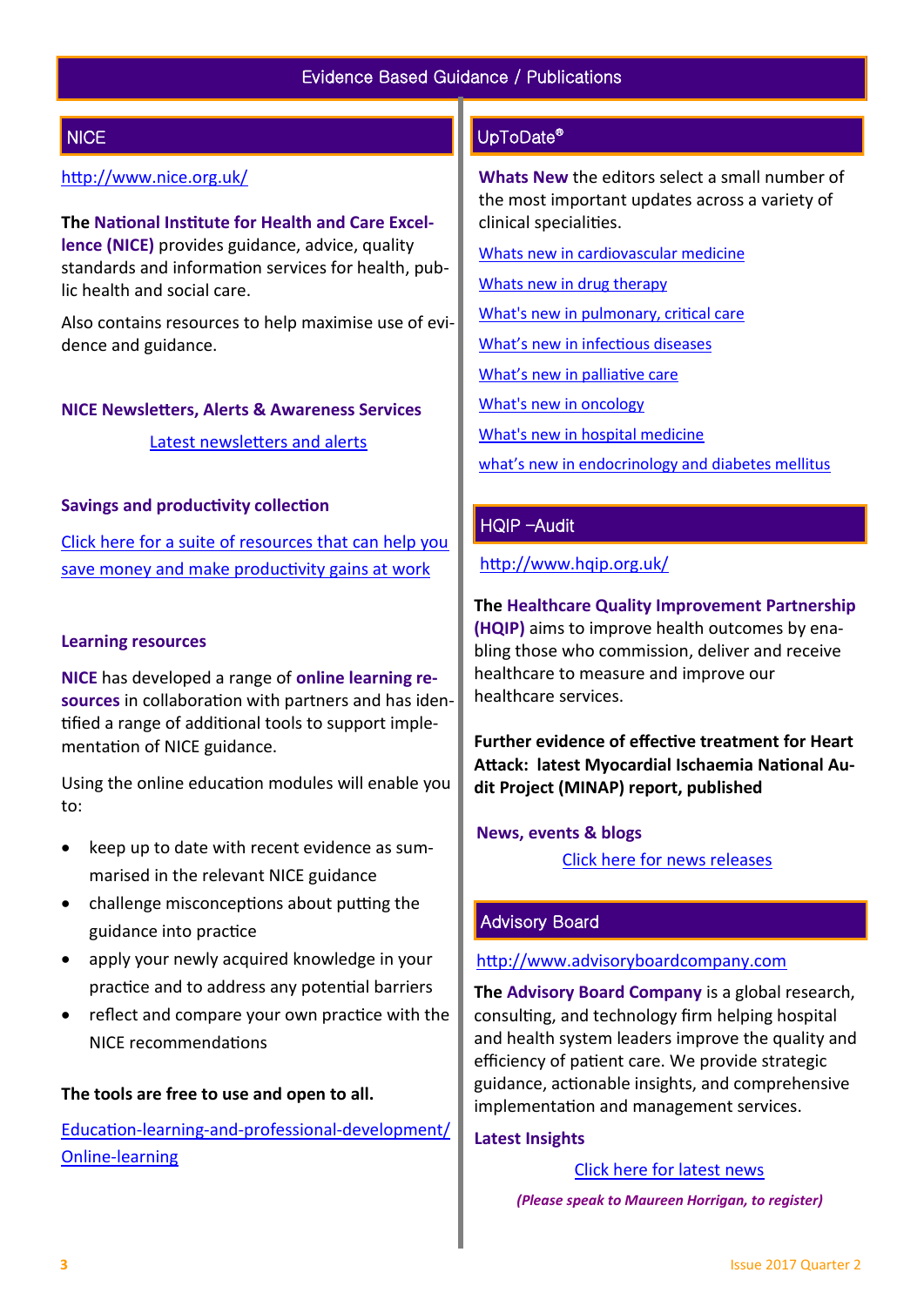# Evidence Based Guidance / Publications

## NICE

http://www.nice.org.uk/

The **National Institute for Health and Care Excellence (NICE)** provides guidance, advice, quality standards and information services for health, public health and social care.

Also contains resources to help maximise use of evidence and guidance.

### NICE Newsletters, Alerts & Awareness Services

Latest newsletters and alerts

### Savings and productivity collection

Click here for a suite of resources that can help you save money and make productivity gains at work

### Learning resources

**NICE** has developed a range of **online learning resources** in collaboration with partners and has identified a range of additional tools to support implementation of NICE guidance.

Using the online education modules will enable you to:

- keep up to date with recent evidence as summarised in the relevant NICE guidance
- challenge misconceptions about putting the guidance into practice
- apply your newly acquired knowledge in your practice and to address any potential barriers
- reflect and compare your own practice with the NICE recommendations

**The tools are free to use and open to all.**

Education-learning-and-professional-development/Online-learning

## UpToDate®

**Whats New** the editors select a small number of the most important updates across a variety of clinical specialities.

Whats new in cardiovascular medicine

Whats new in drug therapy

What's new in pulmonary, critical care

What's new in infectious diseases

What's new in palliative care

What's new in oncology

What's new in hospital medicine

what's new in endocrinology and diabetes mellitus

## HQIP –Audit

http://www.hqip.org.uk/

The **Healthcare Quality Improvement Partnership (HQIP)** aims to improve health outcomes by enabling those who commission, deliver and receive healthcare to measure and improve our healthcare services.

**Further evidence of effective treatment for Heart Attack: latest Myocardial Ischaemia National Audit Project (MINAP) report, published**

### News, events & blogs

Click here for news releases

## Advisory Board

http://www.advisoryboardcompany.com

The **Advisory Board Company** is a global research, consulting, and technology firm helping hospital and health system leaders improve the quality and efficiency of patient care. We provide strategic guidance, actionable insights, and comprehensive implementation and management services.

### Latest Insights

Click here for latest news

***(Please speak to Maureen Horrigan, to register)***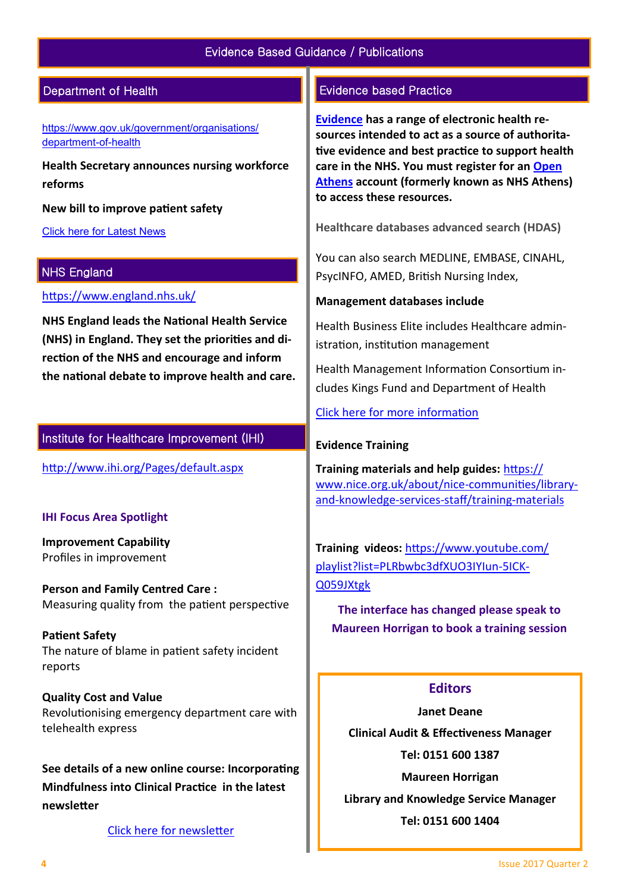# Evidence Based Guidance / Publications

## Department of Health

https://www.gov.uk/government/organisations/department-of-health

**Health Secretary announces nursing workforce reforms**

**New bill to improve patient safety**

Click here for Latest News

## NHS England

https://www.england.nhs.uk/

**NHS England leads the National Health Service (NHS) in England. They set the priorities and direction of the NHS and encourage and inform the national debate to improve health and care.**

## Institute for Healthcare Improvement (IHI)

http://www.ihi.org/Pages/default.aspx

**IHI Focus Area Spotlight**

**Improvement Capability**
Profiles in improvement

**Person and Family Centred Care :**
Measuring quality from the patient perspective

**Patient Safety**
The nature of blame in patient safety incident reports

**Quality Cost and Value**
Revolutionising emergency department care with telehealth express

**See details of a new online course: Incorporating Mindfulness into Clinical Practice in the latest newsletter**

Click here for newsletter

## Evidence based Practice

**Evidence has a range of electronic health resources intended to act as a source of authoritative evidence and best practice to support health care in the NHS. You must register for an Open Athens account (formerly known as NHS Athens) to access these resources.**

**Healthcare databases advanced search (HDAS)**

You can also search MEDLINE, EMBASE, CINAHL, PsycINFO, AMED, British Nursing Index,

**Management databases include**

Health Business Elite includes Healthcare administration, institution management

Health Management Information Consortium includes Kings Fund and Department of Health

Click here for more information

**Evidence Training**

**Training materials and help guides:** https://www.nice.org.uk/about/nice-communities/library-and-knowledge-services-staff/training-materials

**Training videos:** https://www.youtube.com/playlist?list=PLRbwbc3dfXUO3IYIun-5ICK-Q059JXtgk

**The interface has changed please speak to Maureen Horrigan to book a training session**

## Editors

**Janet Deane**

**Clinical Audit & Effectiveness Manager**

**Tel: 0151 600 1387**

**Maureen Horrigan**

**Library and Knowledge Service Manager**

**Tel: 0151 600 1404**